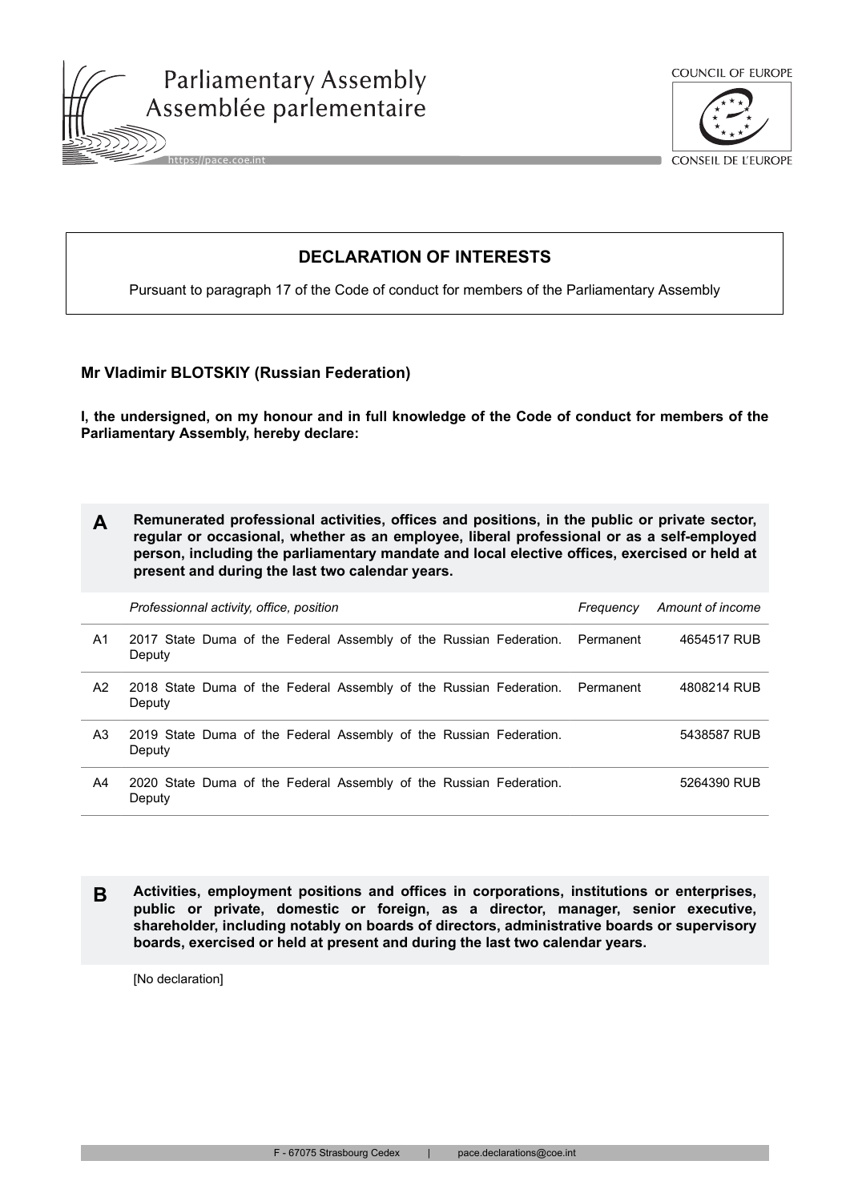# DECLARATION OF INTERESTS

Pursuant to paragraph 17 of the Code of conduct for members of the Parliamentary Assembly

**Mr Vladimir BLOTSKIY (Russian Federation)**

**I, the undersigned, on my honour and in full knowledge of the Code of conduct for members of the Parliamentary Assembly, hereby declare:**

## A Remunerated professional activities, offices and positions, in the public or private sector, regular or occasional, whether as an employee, liberal professional or as a self-employed person, including the parliamentary mandate and local elective offices, exercised or held at present and during the last two calendar years.

| | *Professionnal activity, office, position* | *Frequency* | *Amount of income* |
|---|---|---|---|
| A1 | 2017 State Duma of the Federal Assembly of the Russian Federation. Deputy | Permanent | 4654517 RUB |
| A2 | 2018 State Duma of the Federal Assembly of the Russian Federation. Deputy | Permanent | 4808214 RUB |
| A3 | 2019 State Duma of the Federal Assembly of the Russian Federation. Deputy | | 5438587 RUB |
| A4 | 2020 State Duma of the Federal Assembly of the Russian Federation. Deputy | | 5264390 RUB |

## B Activities, employment positions and offices in corporations, institutions or enterprises, public or private, domestic or foreign, as a director, manager, senior executive, shareholder, including notably on boards of directors, administrative boards or supervisory boards, exercised or held at present and during the last two calendar years.

[No declaration]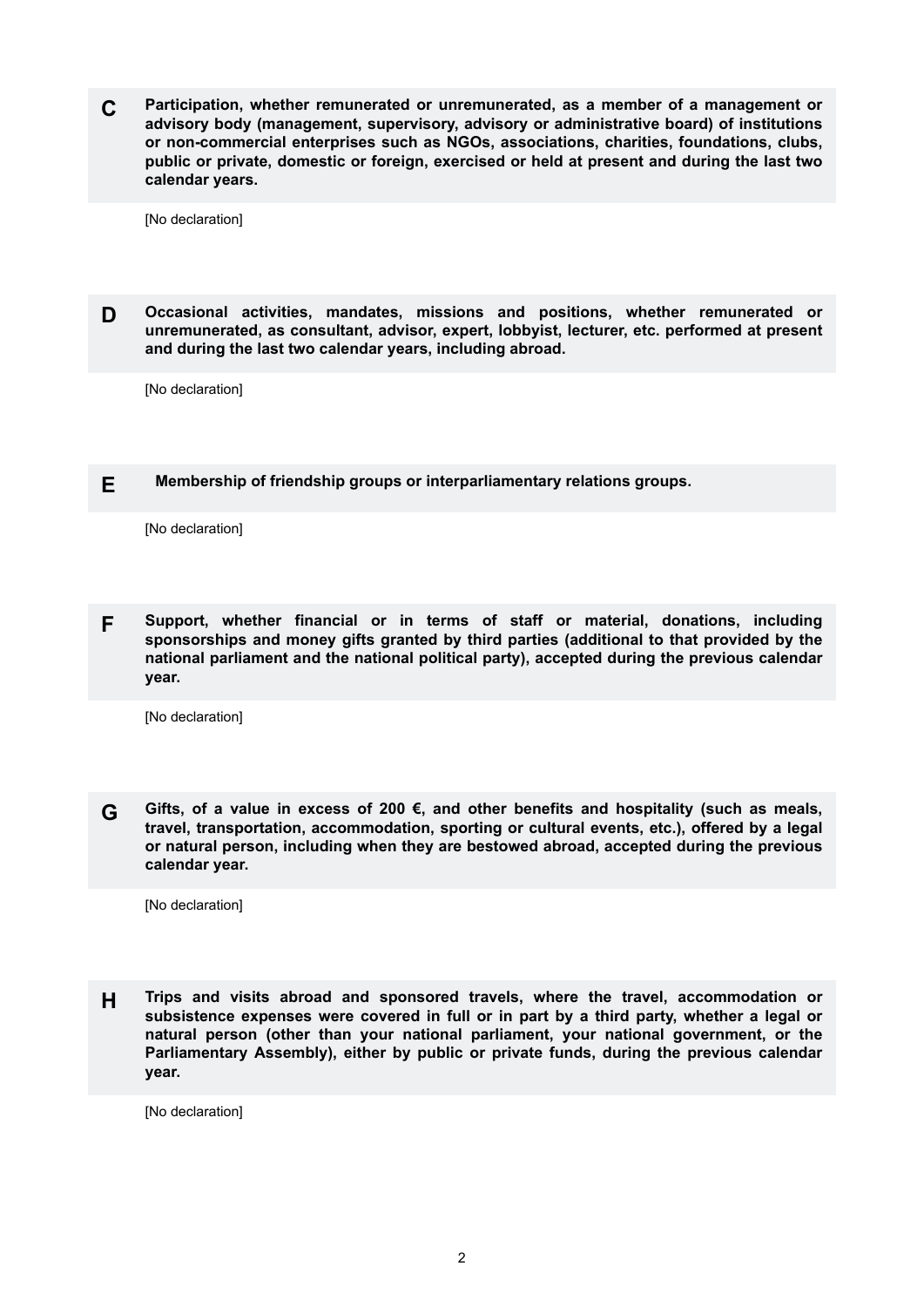**C** **Participation, whether remunerated or unremunerated, as a member of a management or advisory body (management, supervisory, advisory or administrative board) of institutions or non-commercial enterprises such as NGOs, associations, charities, foundations, clubs, public or private, domestic or foreign, exercised or held at present and during the last two calendar years.**

[No declaration]

**D** **Occasional activities, mandates, missions and positions, whether remunerated or unremunerated, as consultant, advisor, expert, lobbyist, lecturer, etc. performed at present and during the last two calendar years, including abroad.**

[No declaration]

**E** **Membership of friendship groups or interparliamentary relations groups.**

[No declaration]

**F** **Support, whether financial or in terms of staff or material, donations, including sponsorships and money gifts granted by third parties (additional to that provided by the national parliament and the national political party), accepted during the previous calendar year.**

[No declaration]

**G** **Gifts, of a value in excess of 200 €, and other benefits and hospitality (such as meals, travel, transportation, accommodation, sporting or cultural events, etc.), offered by a legal or natural person, including when they are bestowed abroad, accepted during the previous calendar year.**

[No declaration]

**H** **Trips and visits abroad and sponsored travels, where the travel, accommodation or subsistence expenses were covered in full or in part by a third party, whether a legal or natural person (other than your national parliament, your national government, or the Parliamentary Assembly), either by public or private funds, during the previous calendar year.**

[No declaration]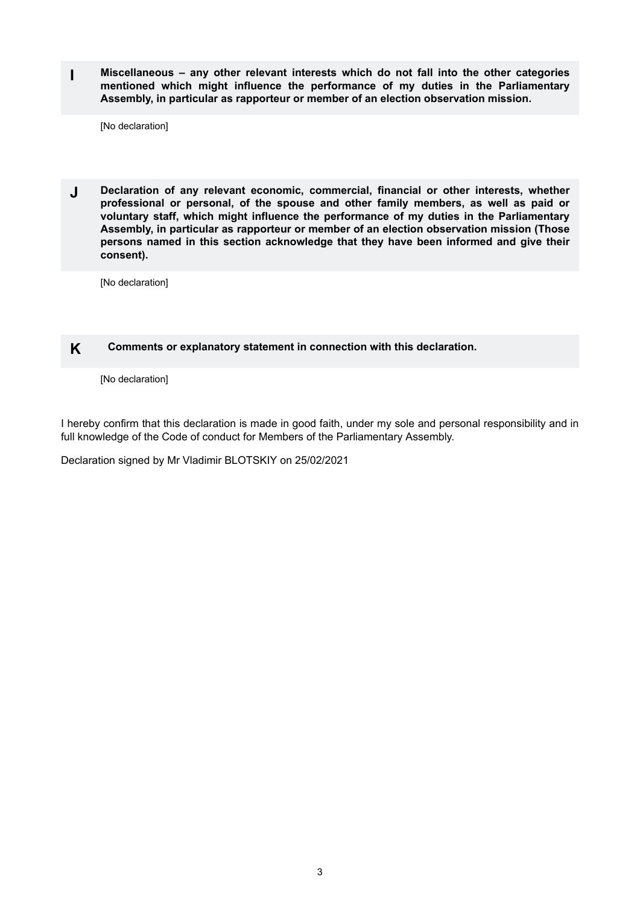**I** **Miscellaneous – any other relevant interests which do not fall into the other categories mentioned which might influence the performance of my duties in the Parliamentary Assembly, in particular as rapporteur or member of an election observation mission.**

[No declaration]

**J** **Declaration of any relevant economic, commercial, financial or other interests, whether professional or personal, of the spouse and other family members, as well as paid or voluntary staff, which might influence the performance of my duties in the Parliamentary Assembly, in particular as rapporteur or member of an election observation mission (Those persons named in this section acknowledge that they have been informed and give their consent).**

[No declaration]

**K** **Comments or explanatory statement in connection with this declaration.**

[No declaration]

I hereby confirm that this declaration is made in good faith, under my sole and personal responsibility and in full knowledge of the Code of conduct for Members of the Parliamentary Assembly.

Declaration signed by Mr Vladimir BLOTSKIY on 25/02/2021